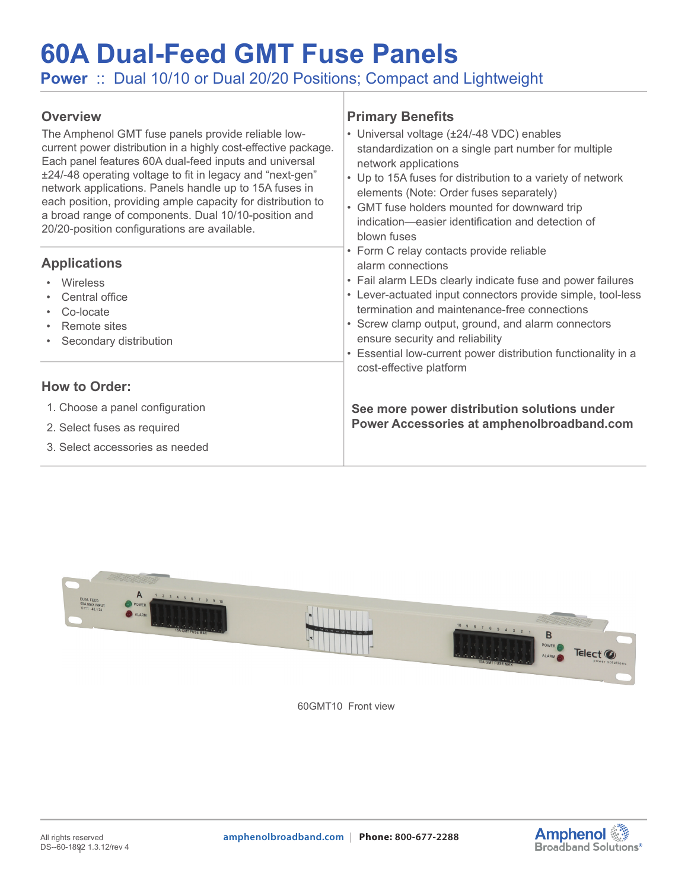# 60A Dual-Feed GMT Fuse Panels

**Power** :: Dual 10/10 or Dual 20/20 Positions; Compact and Lightweight

## Overview

The Amphenol GMT fuse panels provide reliable low-current power distribution in a highly cost-effective package. Each panel features 60A dual-feed inputs and universal ±24/-48 operating voltage to fit in legacy and "next-gen" network applications. Panels handle up to 15A fuses in each position, providing ample capacity for distribution to a broad range of components. Dual 10/10-position and 20/20-position configurations are available.

## Applications

- Wireless
- Central office
- Co-locate
- Remote sites
- Secondary distribution

## How to Order:

1. Choose a panel configuration
2. Select fuses as required
3. Select accessories as needed

## Primary Benefits

- Universal voltage (±24/-48 VDC) enables standardization on a single part number for multiple network applications
- Up to 15A fuses for distribution to a variety of network elements (Note: Order fuses separately)
- GMT fuse holders mounted for downward trip indication—easier identification and detection of blown fuses
- Form C relay contacts provide reliable alarm connections
- Fail alarm LEDs clearly indicate fuse and power failures
- Lever-actuated input connectors provide simple, tool-less termination and maintenance-free connections
- Screw clamp output, ground, and alarm connectors ensure security and reliability
- Essential low-current power distribution functionality in a cost-effective platform

**See more power distribution solutions under Power Accessories at amphenolbroadband.com**

60GMT10 Front view

All rights reserved
DS--60-1892 1.3.12/rev 4

**amphenolbroadband.com** | **Phone:** 800-677-2288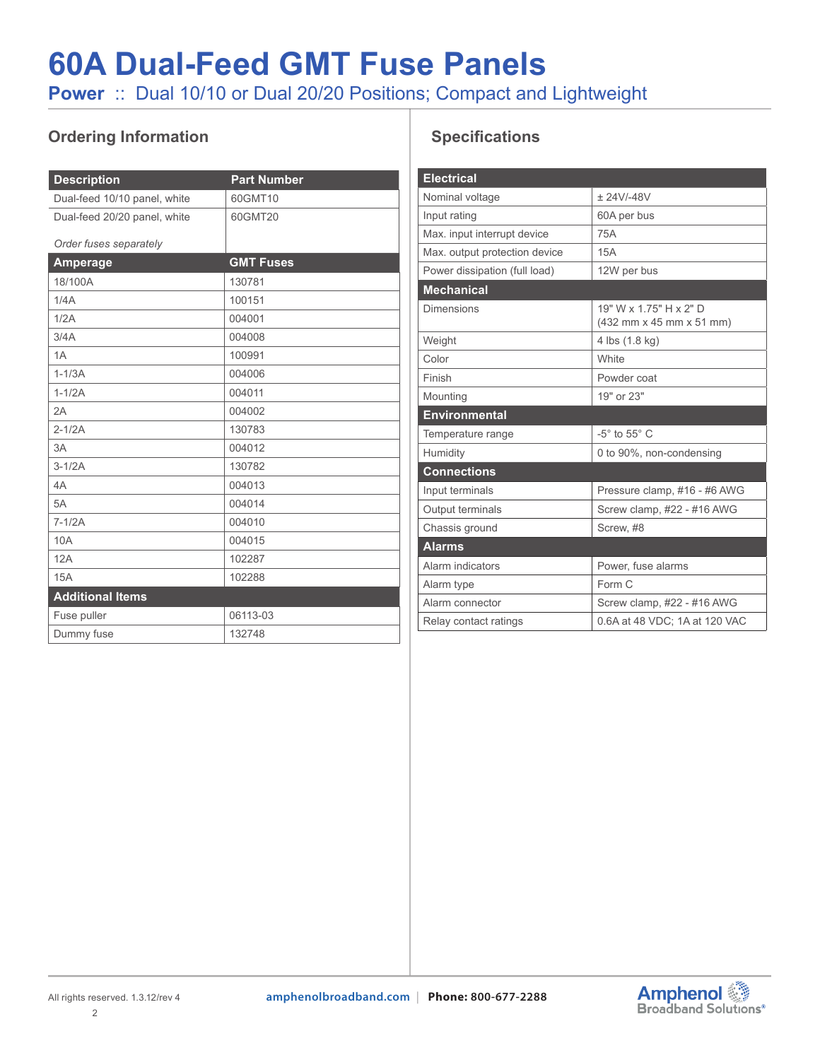# 60A Dual-Feed GMT Fuse Panels

**Power** :: Dual 10/10 or Dual 20/20 Positions; Compact and Lightweight

## Ordering Information

| Description | Part Number |
|---|---|
| Dual-feed 10/10 panel, white | 60GMT10 |
| Dual-feed 20/20 panel, white<br><br>*Order fuses separately* | 60GMT20 |
| **Amperage** | **GMT Fuses** |
| 18/100A | 130781 |
| 1/4A | 100151 |
| 1/2A | 004001 |
| 3/4A | 004008 |
| 1A | 100991 |
| 1-1/3A | 004006 |
| 1-1/2A | 004011 |
| 2A | 004002 |
| 2-1/2A | 130783 |
| 3A | 004012 |
| 3-1/2A | 130782 |
| 4A | 004013 |
| 5A | 004014 |
| 7-1/2A | 004010 |
| 10A | 004015 |
| 12A | 102287 |
| 15A | 102288 |
| **Additional Items** | |
| Fuse puller | 06113-03 |
| Dummy fuse | 132748 |

## Specifications

| Electrical | |
|---|---|
| Nominal voltage | ± 24V/-48V |
| Input rating | 60A per bus |
| Max. input interrupt device | 75A |
| Max. output protection device | 15A |
| Power dissipation (full load) | 12W per bus |
| **Mechanical** | |
| Dimensions | 19" W x 1.75" H x 2" D<br>(432 mm x 45 mm x 51 mm) |
| Weight | 4 lbs (1.8 kg) |
| Color | White |
| Finish | Powder coat |
| Mounting | 19" or 23" |
| **Environmental** | |
| Temperature range | -5° to 55° C |
| Humidity | 0 to 90%, non-condensing |
| **Connections** | |
| Input terminals | Pressure clamp, #16 - #6 AWG |
| Output terminals | Screw clamp, #22 - #16 AWG |
| Chassis ground | Screw, #8 |
| **Alarms** | |
| Alarm indicators | Power, fuse alarms |
| Alarm type | Form C |
| Alarm connector | Screw clamp, #22 - #16 AWG |
| Relay contact ratings | 0.6A at 48 VDC; 1A at 120 VAC |

All rights reserved. 1.3.12/rev 4

amphenolbroadband.com | Phone: 800-677-2288

Amphenol Broadband Solutions®